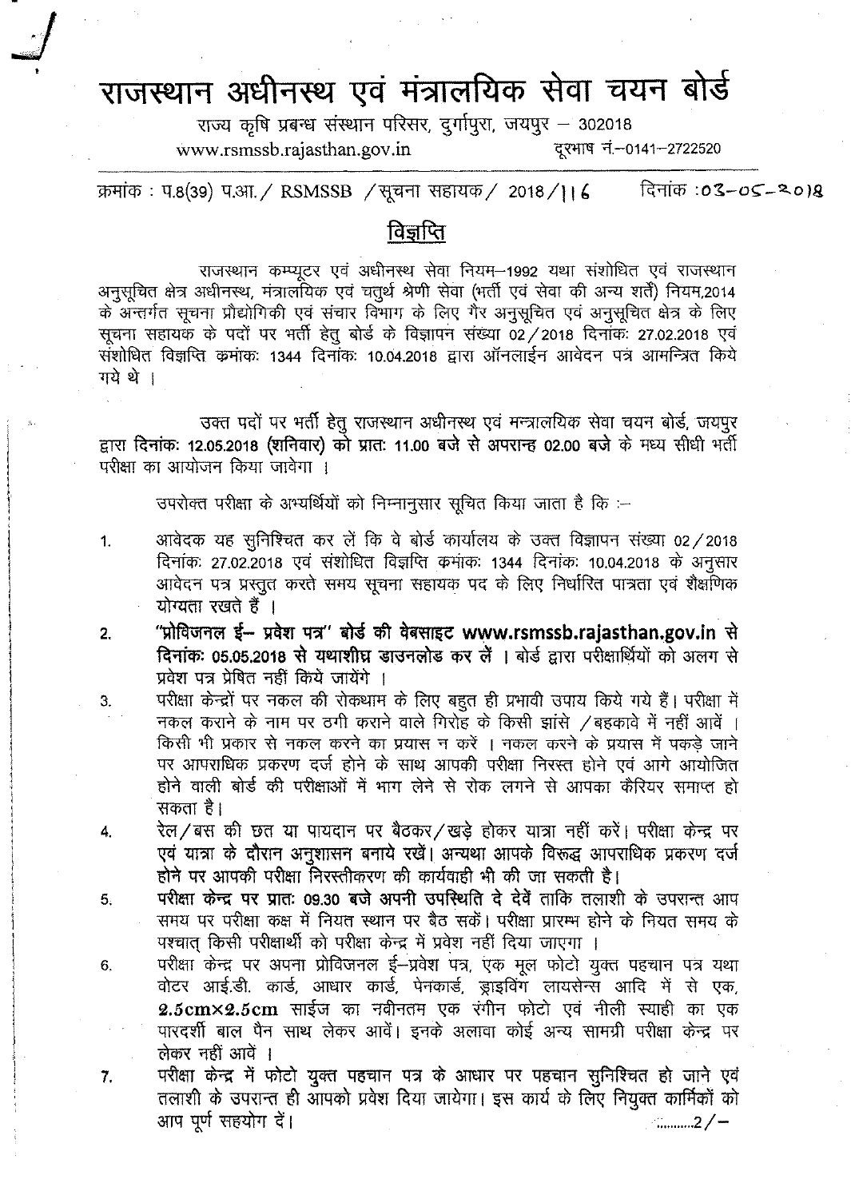# राजस्थान अधीनस्थ एवं मंत्रालयिक सेवा चयन बोर्ड

राज्य कृषि प्रबन्ध संस्थान परिसर, दुर्गापुरा, जयपुर – 302018

www.rsmssb.rajasthan.gov.in दूरभाष नं.–0141–2722520

क्रमांक : प.8(39) प.आ. / RSMSSB / सूचना सहायक / 2018/116 दिनांक : 03-05-2018

## विज्ञप्ति

राजस्थान कम्प्यूटर एवं अधीनस्थ सेवा नियम–1992 यथा संशोधित एवं राजस्थान अनुसूचित क्षेत्र अधीनस्थ, मंत्रालयिक एवं चतुर्थ श्रेणी सेवा (भर्ती एवं सेवा की अन्य शर्तें) नियम,2014 के अन्तर्गत सूचना प्रौद्योगिकी एवं संचार विभाग के लिए गैर अनुसूचित एवं अनुसूचित क्षेत्र के लिए सूचना सहायक के पदों पर भर्ती हेतु बोर्ड के विज्ञापन संख्या 02/2018 दिनांकः 27.02.2018 एवं संशोधित विज्ञप्ति क्रमांकः 1344 दिनांकः 10.04.2018 द्वारा ऑनलाईन आवेदन पत्र आमन्त्रित किये गये थे ।

उक्त पदों पर भर्ती हेतु राजस्थान अधीनस्थ एवं मन्त्रालयिक सेवा चयन बोर्ड, जयपुर द्वारा **दिनांकः 12.05.2018 (शनिवार) को प्रातः 11.00 बजे से अपरान्ह 02.00 बजे** के मध्य सीधी भर्ती परीक्षा का आयोजन किया जावेगा ।

उपरोक्त परीक्षा के अभ्यर्थियों को निम्नानुसार सूचित किया जाता है कि :–

1. आवेदक यह सुनिश्चित कर लें कि वे बोर्ड कार्यालय के उक्त विज्ञापन संख्या 02/2018 दिनांकः 27.02.2018 एवं संशोधित विज्ञप्ति कमांकः 1344 दिनांकः 10.04.2018 के अनुसार आवेदन पत्र प्रस्तुत करते समय सूचना सहायक पद के लिए निर्धारित पात्रता एवं शैक्षणिक योग्यता रखते हैं ।
2. **"प्रोविजनल ई– प्रवेश पत्र" बोर्ड की वेबसाइट www.rsmssb.rajasthan.gov.in से दिनांकः 05.05.2018 से यथाशीघ्र डाउनलोड कर लें** । बोर्ड द्वारा परीक्षार्थियों को अलग से प्रवेश पत्र प्रेषित नहीं किये जायेंगे ।
3. परीक्षा केन्द्रों पर नकल की रोकथाम के लिए बहुत ही प्रभावी उपाय किये गये हैं। परीक्षा में नकल कराने के नाम पर ठगी कराने वाले गिरोह के किसी झांसे /बहकावे में नहीं आवें । किसी भी प्रकार से नकल करने का प्रयास न करें । नकल करने के प्रयास में पकड़े जाने पर आपराधिक प्रकरण दर्ज होने के साथ आपकी परीक्षा निरस्त होने एवं आगे आयोजित होने वाली बोर्ड की परीक्षाओं में भाग लेने से रोक लगने से आपका कैरियर समाप्त हो सकता है।
4. रेल/बस की छत या पायदान पर बैठकर/खड़े होकर यात्रा नहीं करें। परीक्षा केन्द्र पर **एवं यात्रा के दौरान अनुशासन बनाये रखें।** अन्यथा आपके विरूद्ध आपराधिक प्रकरण दर्ज **होने पर आपकी परीक्षा निरस्तीकरण की कार्यवाही भी की जा सकती है।**
5. **परीक्षा केन्द्र पर प्रातः 09.30 बजे अपनी उपस्थिति दे देवें** ताकि तलाशी के उपरान्त आप समय पर परीक्षा कक्ष में नियत स्थान पर बैठ सकें। परीक्षा प्रारम्भ होने के नियत समय के पश्चात् किसी परीक्षार्थी को परीक्षा केन्द्र में प्रवेश नहीं दिया जाएगा ।
6. परीक्षा केन्द्र पर अपना प्रोविजनल ई–प्रवेश पत्र, एक मूल फोटो युक्त पहचान पत्र यथा वोटर आई.डी. कार्ड, आधार कार्ड, पेनकार्ड, ड्राइविंग लायसेन्स आदि में से एक, **2.5cm×2.5cm** साईज का नवीनतम एक रंगीन फोटो एवं नीली स्याही का एक पारदर्शी बाल पैन साथ लेकर आवें। इनके अलावा कोई अन्य सामग्री परीक्षा केन्द्र पर लेकर नहीं आवें ।
7. परीक्षा केन्द्र में फोटो युक्त पहचान पत्र के आधार पर पहचान सुनिश्चित हो जाने एवं तलाशी के उपरान्त ही आपको प्रवेश दिया जायेगा। इस कार्य के लिए नियुक्त कार्मिकों को आप पूर्ण सहयोग दें।

..........2/–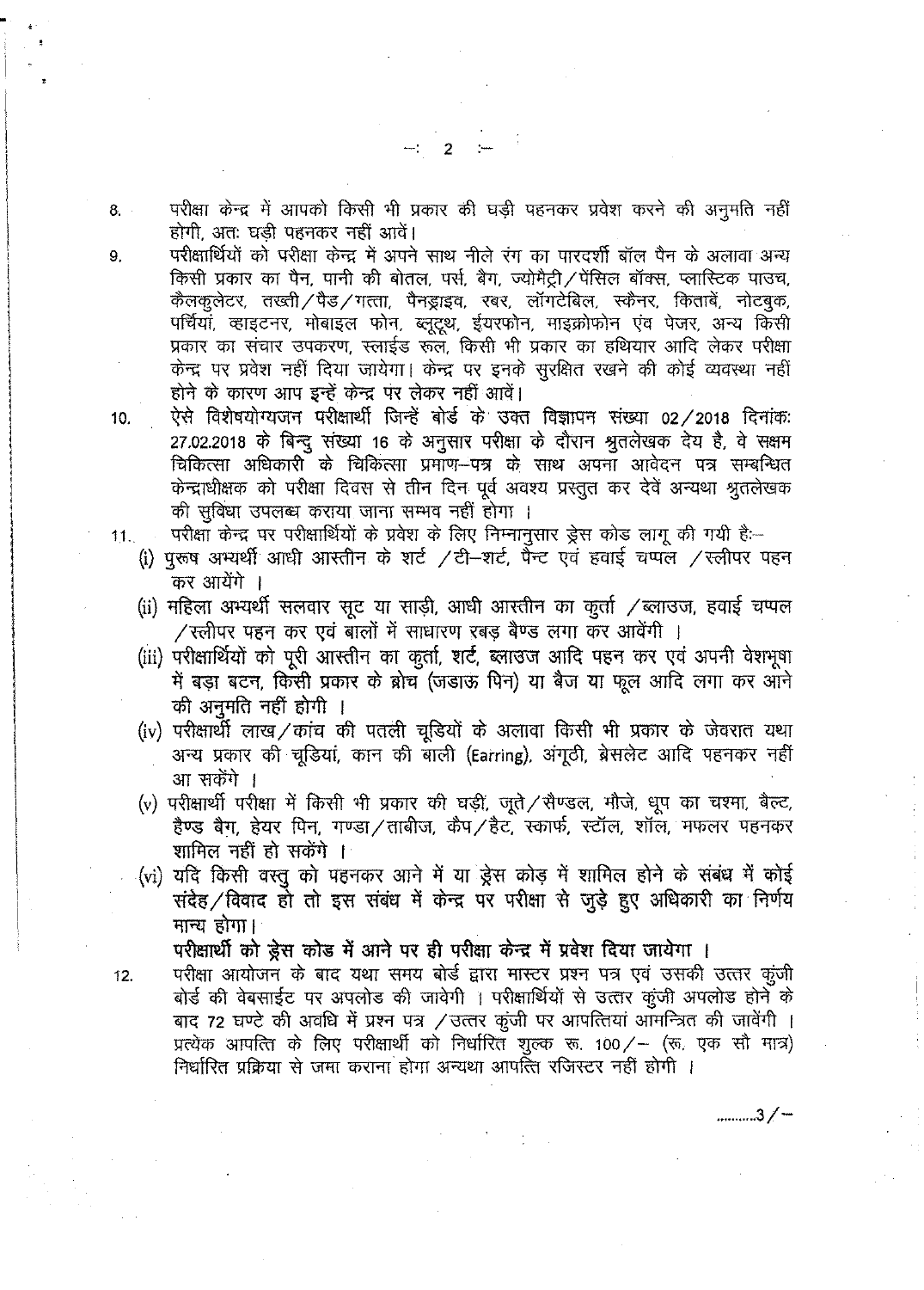8. परीक्षा केन्द्र में आपको किसी भी प्रकार की घड़ी पहनकर प्रवेश करने की अनुमति नहीं होगी, अतः घड़ी पहनकर नहीं आवें।

9. परीक्षार्थियों को परीक्षा केन्द्र में अपने साथ नीले रंग का पारदर्शी बॉल पैन के अलावा अन्य किसी प्रकार का पैन, पानी की बोतल, पर्स, बैग, ज्योमैट्री/पेंसिल बॉक्स, प्लास्टिक पाउच, कैलकुलेटर, तख्ती/पैड/गत्ता, पैनड्राइव, रबर, लॉगटेबिल, स्कैनर, किताबें, नोटबुक, पर्चियां, व्हाइटनर, मोबाइल फोन, ब्लूटूथ, ईयरफोन, माइक्रोफोन एंव पेजर, अन्य किसी प्रकार का संचार उपकरण, स्लाईड रूल, किसी भी प्रकार का हथियार आदि लेकर परीक्षा केन्द्र पर प्रवेश नहीं दिया जायेगा। केन्द्र पर इनके सुरक्षित रखने की कोई व्यवस्था नहीं होने के कारण आप इन्हें केन्द्र पर लेकर नहीं आवें।

10. ऐसे विशेषयोग्यजन परीक्षार्थी जिन्हें बोर्ड के उक्त विज्ञापन संख्या 02/2018 दिनांकः 27.02.2018 के बिन्दु संख्या 16 के अनुसार परीक्षा के दौरान श्रुतलेखक देय है, वे सक्षम चिकित्सा अधिकारी के चिकित्सा प्रमाण–पत्र के साथ अपना आवेदन पत्र सम्बन्धित केन्द्राधीक्षक को परीक्षा दिवस से तीन दिन पूर्व अवश्य प्रस्तुत कर देवें अन्यथा श्रुतलेखक की सुविधा उपलब्ध कराया जाना सम्भव नहीं होगा ।

11. परीक्षा केन्द्र पर परीक्षार्थियों के प्रवेश के लिए निम्नानुसार ड्रेस कोड लागू की गयी हैः–
   (i) पुरूष अभ्यर्थी आधी आस्तीन के शर्ट /टी–शर्ट, पैन्ट एवं हवाई चप्पल /स्लीपर पहन कर आयेंगे ।
   (ii) महिला अभ्यर्थी सलवार सूट या साड़ी, आधी आस्तीन का कुर्ता /ब्लाउज, हवाई चप्पल /स्लीपर पहन कर एवं बालों में साधारण रबड़ बैण्ड लगा कर आवेंगी ।
   (iii) परीक्षार्थियों को पूरी आस्तीन का कुर्ता, शर्ट, ब्लाउज आदि पहन कर एवं अपनी वेशभूषा में बड़ा बटन, किसी प्रकार के ब्रोच (जडाऊ पिन) या बैज या फूल आदि लगा कर आने की अनुमति नहीं होगी ।
   (iv) परीक्षार्थी लाख/कांच की पतली चूडियों के अलावा किसी भी प्रकार के जेवरात यथा अन्य प्रकार की चूडियां, कान की बाली (Earring), अंगूठी, ब्रेसलेट आदि पहनकर नहीं आ सकेंगे ।
   (v) परीक्षार्थी परीक्षा में किसी भी प्रकार की घड़ी, जूते/सैण्डल, मौजे, धूप का चश्मा, बैल्ट, हैण्ड बैग, हेयर पिन, गण्डा/ताबीज, कैप/हैट, स्कार्फ, स्टॉल, शॉल, मफलर पहनकर शामिल नहीं हो सकेंगे ।
   (vi) यदि किसी वस्तु को पहनकर आने में या ड्रेस कोड में शामिल होने के संबंध में कोई संदेह/विवाद हो तो इस संबंध में केन्द्र पर परीक्षा से जुड़े हुए अधिकारी का निर्णय मान्य होगा।

   **परीक्षार्थी को ड्रेस कोड में आने पर ही परीक्षा केन्द्र में प्रवेश दिया जायेगा ।**

12. परीक्षा आयोजन के बाद यथा समय बोर्ड द्वारा मास्टर प्रश्न पत्र एवं उसकी उत्तर कुंजी बोर्ड की वेबसाईट पर अपलोड की जावेगी । परीक्षार्थियों से उत्तर कुंजी अपलोड होने के बाद 72 घण्टे की अवधि में प्रश्न पत्र /उत्तर कुंजी पर आपत्तियां आमन्त्रित की जावेंगी । प्रत्येक आपत्ति के लिए परीक्षार्थी को निर्धारित शुल्क रू. 100/– (रू. एक सौ मात्र) निर्धारित प्रक्रिया से जमा कराना होगा अन्यथा आपत्ति रजिस्टर नहीं होगी ।

...........3/–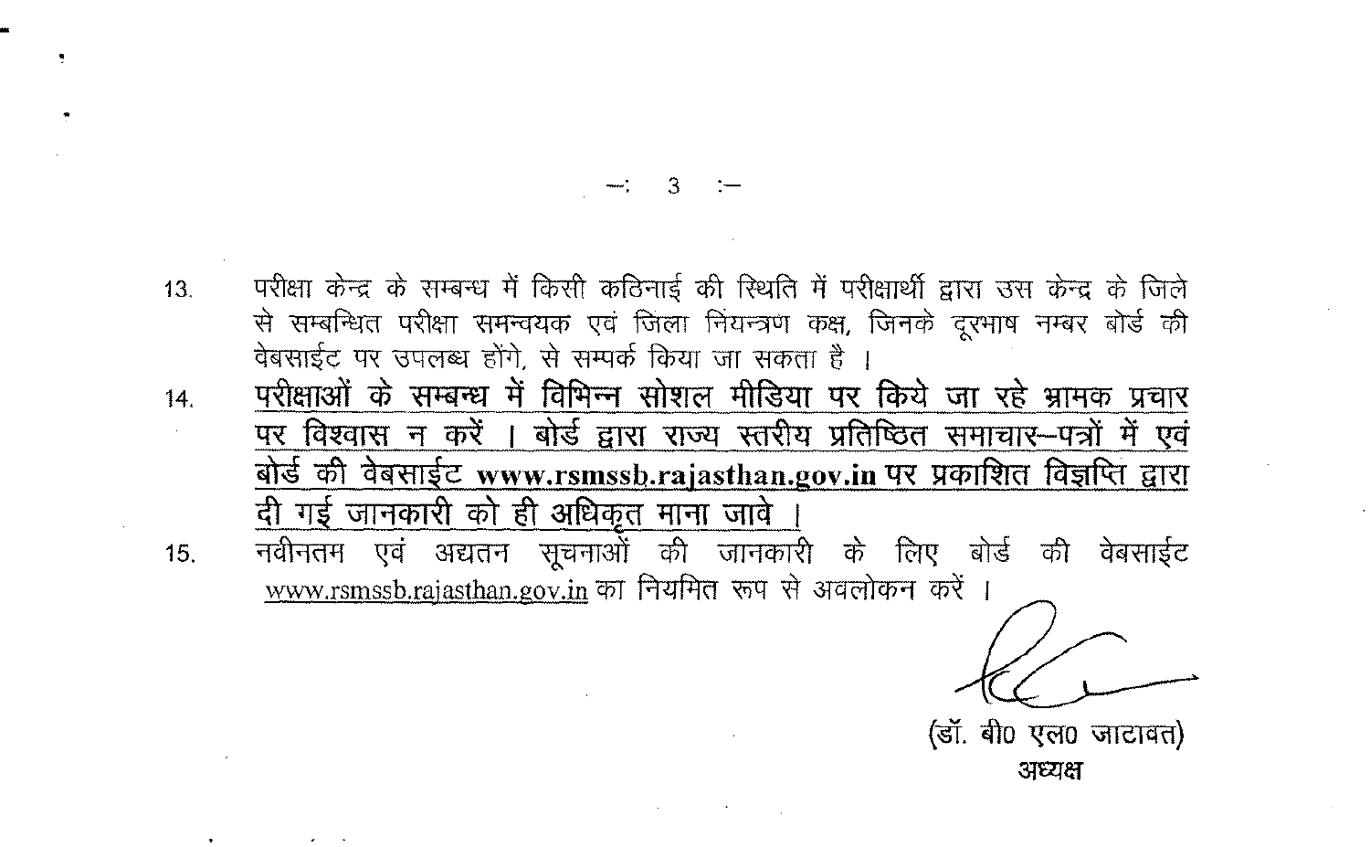13. परीक्षा केन्द्र के सम्बन्ध में किसी कठिनाई की स्थिति में परीक्षार्थी द्वारा उस केन्द्र के जिले से सम्बन्धित परीक्षा समन्वयक एवं जिला नियन्त्रण कक्ष, जिनके दूरभाष नम्बर बोर्ड की वेबसाईट पर उपलब्ध होंगे, से सम्पर्क किया जा सकता है ।

14. **परीक्षाओं के सम्बन्ध में विभिन्न सोशल मीडिया पर किये जा रहे भ्रामक प्रचार पर विश्वास न करें । बोर्ड द्वारा राज्य स्तरीय प्रतिष्ठित समाचार–पत्रों में एवं बोर्ड की वेबसाईट www.rsmssb.rajasthan.gov.in पर प्रकाशित विज्ञप्ति द्वारा दी गई जानकारी को ही अधिकृत माना जावे ।**

15. नवीनतम एवं अद्यतन सूचनाओं की जानकारी के लिए बोर्ड की वेबसाईट www.rsmssb.rajasthan.gov.in का नियमित रूप से अवलोकन करें ।

(डॉ. बी0 एल0 जाटावत)
अध्यक्ष